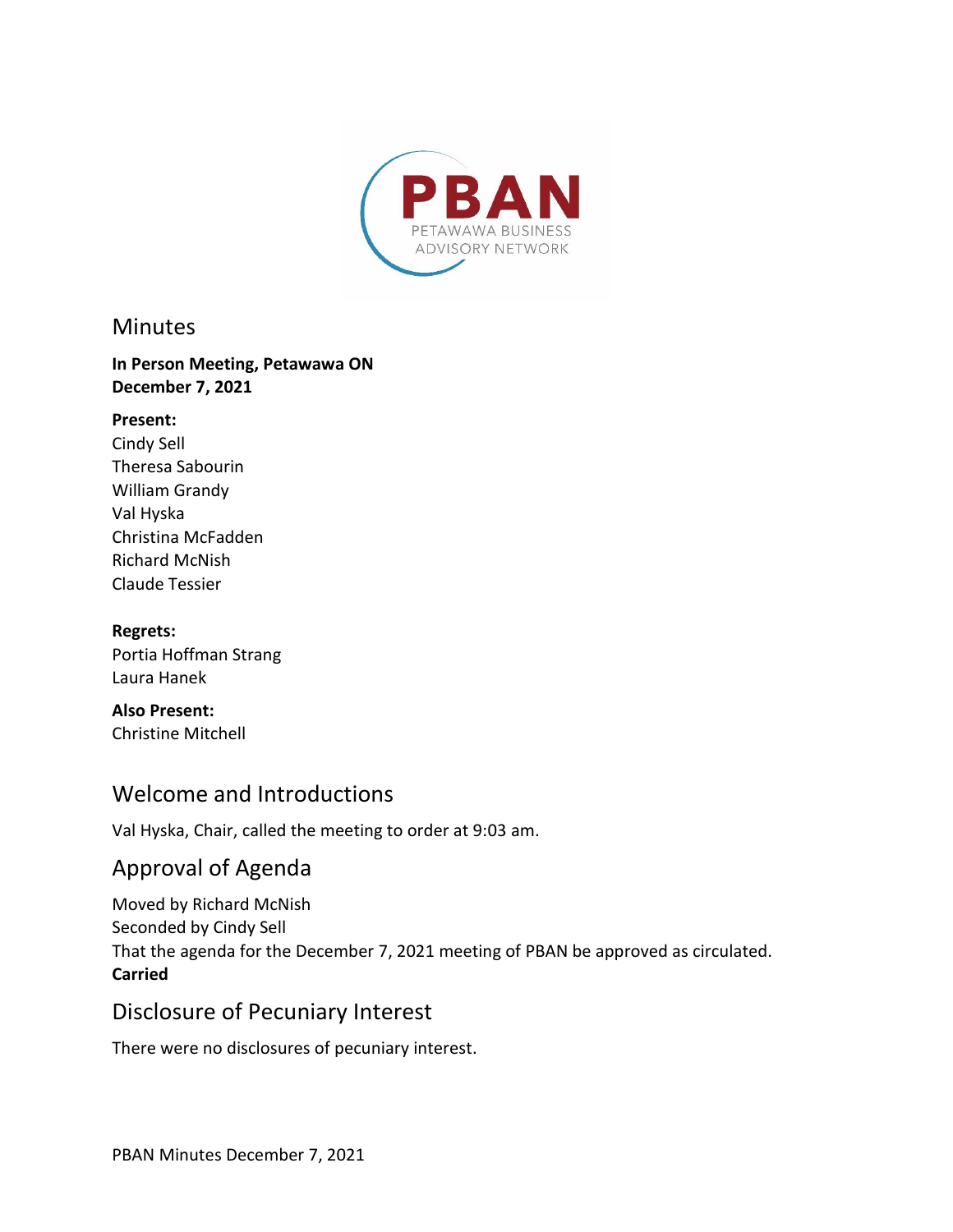PBAN
PETAWAWA BUSINESS ADVISORY NETWORK

# Minutes

**In Person Meeting, Petawawa ON**
**December 7, 2021**

**Present:**
Cindy Sell
Theresa Sabourin
William Grandy
Val Hyska
Christina McFadden
Richard McNish
Claude Tessier

**Regrets:**
Portia Hoffman Strang
Laura Hanek

**Also Present:**
Christine Mitchell

## Welcome and Introductions

Val Hyska, Chair, called the meeting to order at 9:03 am.

## Approval of Agenda

Moved by Richard McNish
Seconded by Cindy Sell
That the agenda for the December 7, 2021 meeting of PBAN be approved as circulated.
**Carried**

## Disclosure of Pecuniary Interest

There were no disclosures of pecuniary interest.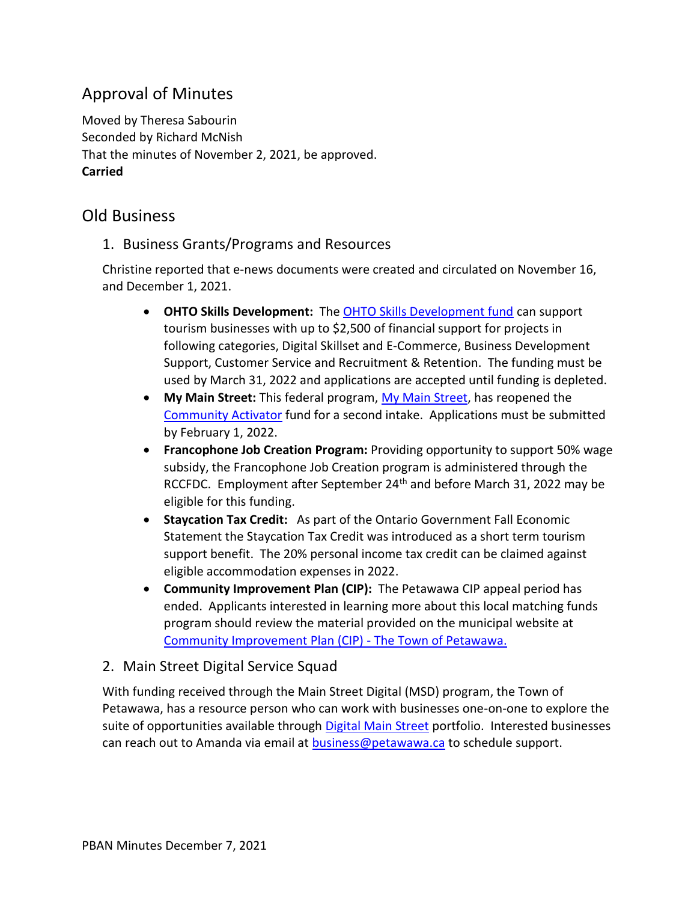## Approval of Minutes

Moved by Theresa Sabourin
Seconded by Richard McNish
That the minutes of November 2, 2021, be approved.
**Carried**

## Old Business

### 1. Business Grants/Programs and Resources

Christine reported that e-news documents were created and circulated on November 16, and December 1, 2021.

- **OHTO Skills Development:** The OHTO Skills Development fund can support tourism businesses with up to $2,500 of financial support for projects in following categories, Digital Skillset and E-Commerce, Business Development Support, Customer Service and Recruitment & Retention. The funding must be used by March 31, 2022 and applications are accepted until funding is depleted.
- **My Main Street:** This federal program, My Main Street, has reopened the Community Activator fund for a second intake. Applications must be submitted by February 1, 2022.
- **Francophone Job Creation Program:** Providing opportunity to support 50% wage subsidy, the Francophone Job Creation program is administered through the RCCFDC. Employment after September 24th and before March 31, 2022 may be eligible for this funding.
- **Staycation Tax Credit:** As part of the Ontario Government Fall Economic Statement the Staycation Tax Credit was introduced as a short term tourism support benefit. The 20% personal income tax credit can be claimed against eligible accommodation expenses in 2022.
- **Community Improvement Plan (CIP):** The Petawawa CIP appeal period has ended. Applicants interested in learning more about this local matching funds program should review the material provided on the municipal website at Community Improvement Plan (CIP) - The Town of Petawawa.

### 2. Main Street Digital Service Squad

With funding received through the Main Street Digital (MSD) program, the Town of Petawawa, has a resource person who can work with businesses one-on-one to explore the suite of opportunities available through Digital Main Street portfolio. Interested businesses can reach out to Amanda via email at business@petawawa.ca to schedule support.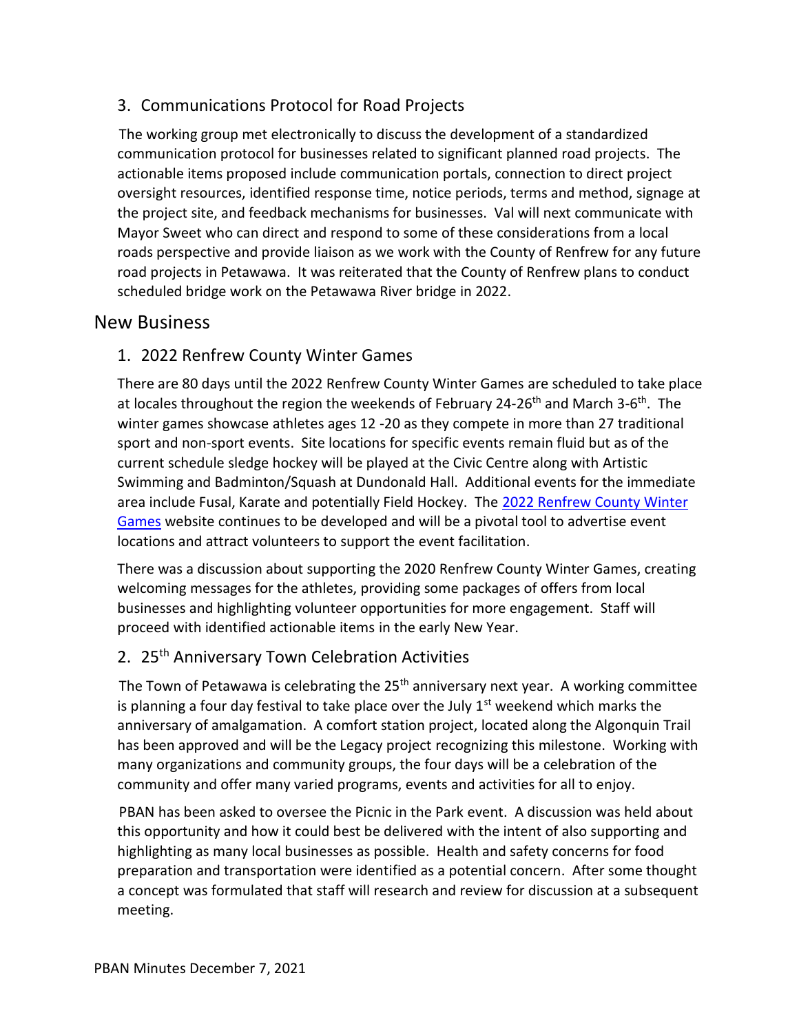### 3. Communications Protocol for Road Projects

The working group met electronically to discuss the development of a standardized communication protocol for businesses related to significant planned road projects. The actionable items proposed include communication portals, connection to direct project oversight resources, identified response time, notice periods, terms and method, signage at the project site, and feedback mechanisms for businesses. Val will next communicate with Mayor Sweet who can direct and respond to some of these considerations from a local roads perspective and provide liaison as we work with the County of Renfrew for any future road projects in Petawawa. It was reiterated that the County of Renfrew plans to conduct scheduled bridge work on the Petawawa River bridge in 2022.

## New Business

### 1. 2022 Renfrew County Winter Games

There are 80 days until the 2022 Renfrew County Winter Games are scheduled to take place at locales throughout the region the weekends of February 24-26th and March 3-6th. The winter games showcase athletes ages 12 -20 as they compete in more than 27 traditional sport and non-sport events. Site locations for specific events remain fluid but as of the current schedule sledge hockey will be played at the Civic Centre along with Artistic Swimming and Badminton/Squash at Dundonald Hall. Additional events for the immediate area include Fusal, Karate and potentially Field Hockey. The 2022 Renfrew County Winter Games website continues to be developed and will be a pivotal tool to advertise event locations and attract volunteers to support the event facilitation.

There was a discussion about supporting the 2020 Renfrew County Winter Games, creating welcoming messages for the athletes, providing some packages of offers from local businesses and highlighting volunteer opportunities for more engagement. Staff will proceed with identified actionable items in the early New Year.

### 2. 25th Anniversary Town Celebration Activities

The Town of Petawawa is celebrating the 25th anniversary next year. A working committee is planning a four day festival to take place over the July 1st weekend which marks the anniversary of amalgamation. A comfort station project, located along the Algonquin Trail has been approved and will be the Legacy project recognizing this milestone. Working with many organizations and community groups, the four days will be a celebration of the community and offer many varied programs, events and activities for all to enjoy.

PBAN has been asked to oversee the Picnic in the Park event. A discussion was held about this opportunity and how it could best be delivered with the intent of also supporting and highlighting as many local businesses as possible. Health and safety concerns for food preparation and transportation were identified as a potential concern. After some thought a concept was formulated that staff will research and review for discussion at a subsequent meeting.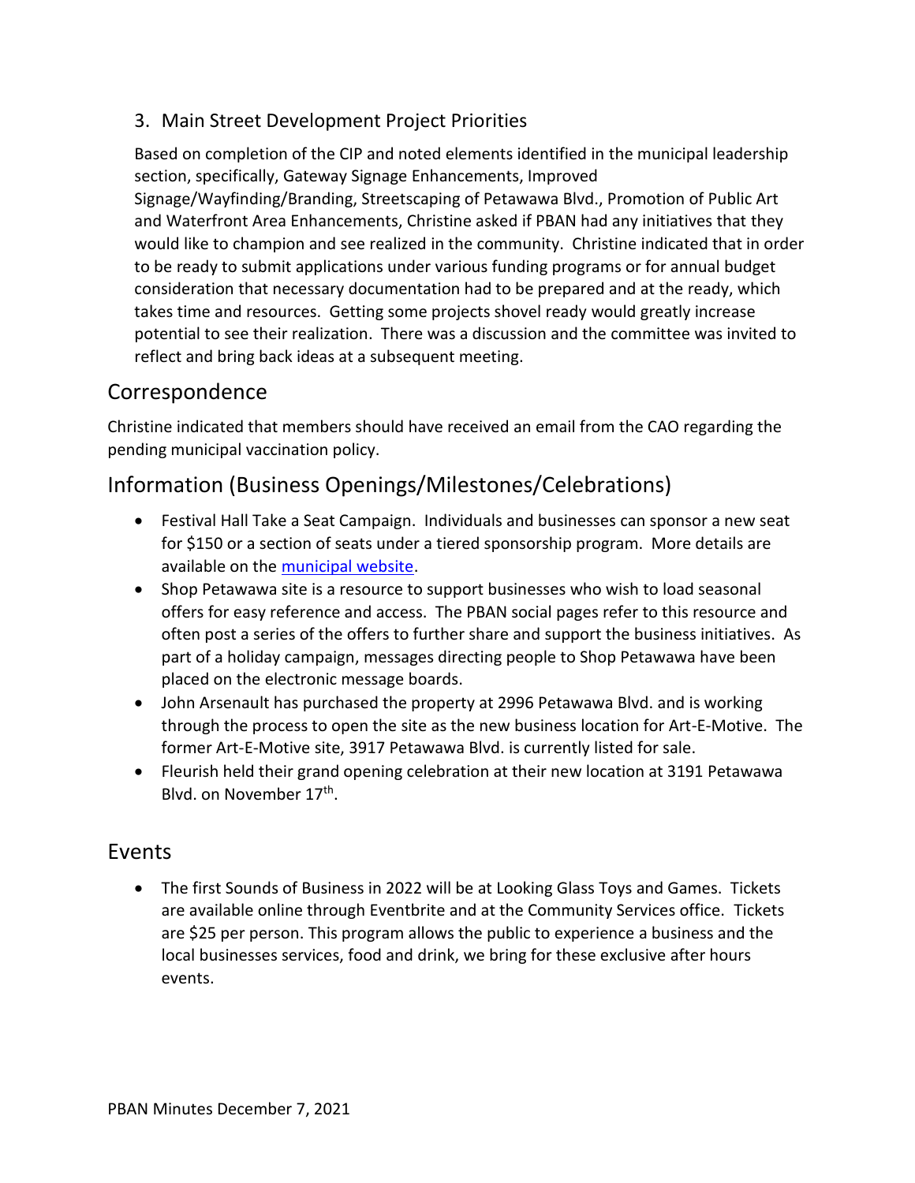3. Main Street Development Project Priorities

   Based on completion of the CIP and noted elements identified in the municipal leadership section, specifically, Gateway Signage Enhancements, Improved Signage/Wayfinding/Branding, Streetscaping of Petawawa Blvd., Promotion of Public Art and Waterfront Area Enhancements, Christine asked if PBAN had any initiatives that they would like to champion and see realized in the community. Christine indicated that in order to be ready to submit applications under various funding programs or for annual budget consideration that necessary documentation had to be prepared and at the ready, which takes time and resources. Getting some projects shovel ready would greatly increase potential to see their realization. There was a discussion and the committee was invited to reflect and bring back ideas at a subsequent meeting.

## Correspondence

Christine indicated that members should have received an email from the CAO regarding the pending municipal vaccination policy.

## Information (Business Openings/Milestones/Celebrations)

- Festival Hall Take a Seat Campaign. Individuals and businesses can sponsor a new seat for $150 or a section of seats under a tiered sponsorship program. More details are available on the municipal website.
- Shop Petawawa site is a resource to support businesses who wish to load seasonal offers for easy reference and access. The PBAN social pages refer to this resource and often post a series of the offers to further share and support the business initiatives. As part of a holiday campaign, messages directing people to Shop Petawawa have been placed on the electronic message boards.
- John Arsenault has purchased the property at 2996 Petawawa Blvd. and is working through the process to open the site as the new business location for Art-E-Motive. The former Art-E-Motive site, 3917 Petawawa Blvd. is currently listed for sale.
- Fleurish held their grand opening celebration at their new location at 3191 Petawawa Blvd. on November 17th.

## Events

- The first Sounds of Business in 2022 will be at Looking Glass Toys and Games. Tickets are available online through Eventbrite and at the Community Services office. Tickets are $25 per person. This program allows the public to experience a business and the local businesses services, food and drink, we bring for these exclusive after hours events.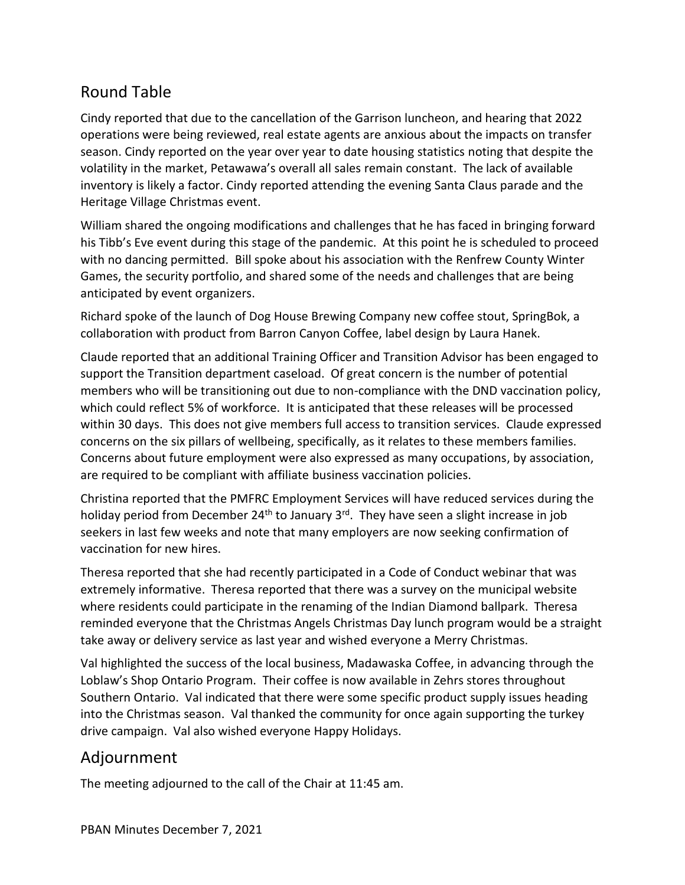## Round Table

Cindy reported that due to the cancellation of the Garrison luncheon, and hearing that 2022 operations were being reviewed, real estate agents are anxious about the impacts on transfer season. Cindy reported on the year over year to date housing statistics noting that despite the volatility in the market, Petawawa's overall all sales remain constant. The lack of available inventory is likely a factor. Cindy reported attending the evening Santa Claus parade and the Heritage Village Christmas event.

William shared the ongoing modifications and challenges that he has faced in bringing forward his Tibb's Eve event during this stage of the pandemic. At this point he is scheduled to proceed with no dancing permitted. Bill spoke about his association with the Renfrew County Winter Games, the security portfolio, and shared some of the needs and challenges that are being anticipated by event organizers.

Richard spoke of the launch of Dog House Brewing Company new coffee stout, SpringBok, a collaboration with product from Barron Canyon Coffee, label design by Laura Hanek.

Claude reported that an additional Training Officer and Transition Advisor has been engaged to support the Transition department caseload. Of great concern is the number of potential members who will be transitioning out due to non-compliance with the DND vaccination policy, which could reflect 5% of workforce. It is anticipated that these releases will be processed within 30 days. This does not give members full access to transition services. Claude expressed concerns on the six pillars of wellbeing, specifically, as it relates to these members families. Concerns about future employment were also expressed as many occupations, by association, are required to be compliant with affiliate business vaccination policies.

Christina reported that the PMFRC Employment Services will have reduced services during the holiday period from December 24th to January 3rd. They have seen a slight increase in job seekers in last few weeks and note that many employers are now seeking confirmation of vaccination for new hires.

Theresa reported that she had recently participated in a Code of Conduct webinar that was extremely informative. Theresa reported that there was a survey on the municipal website where residents could participate in the renaming of the Indian Diamond ballpark. Theresa reminded everyone that the Christmas Angels Christmas Day lunch program would be a straight take away or delivery service as last year and wished everyone a Merry Christmas.

Val highlighted the success of the local business, Madawaska Coffee, in advancing through the Loblaw's Shop Ontario Program. Their coffee is now available in Zehrs stores throughout Southern Ontario. Val indicated that there were some specific product supply issues heading into the Christmas season. Val thanked the community for once again supporting the turkey drive campaign. Val also wished everyone Happy Holidays.

## Adjournment

The meeting adjourned to the call of the Chair at 11:45 am.